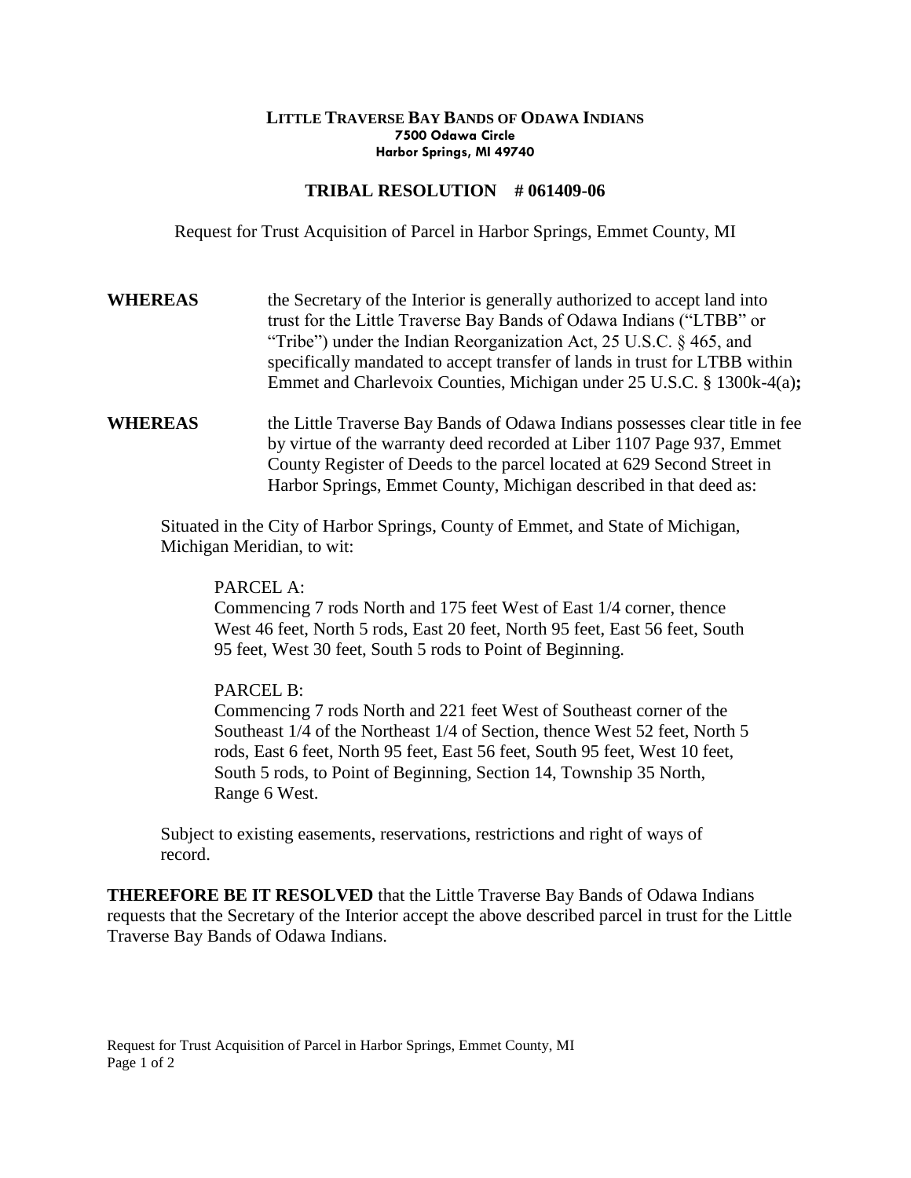**LITTLE TRAVERSE BAY BANDS OF ODAWA INDIANS**
**7500 Odawa Circle**
**Harbor Springs, MI 49740**

# TRIBAL RESOLUTION # 061409-06

Request for Trust Acquisition of Parcel in Harbor Springs, Emmet County, MI

**WHEREAS** the Secretary of the Interior is generally authorized to accept land into trust for the Little Traverse Bay Bands of Odawa Indians ("LTBB" or "Tribe") under the Indian Reorganization Act, 25 U.S.C. § 465, and specifically mandated to accept transfer of lands in trust for LTBB within Emmet and Charlevoix Counties, Michigan under 25 U.S.C. § 1300k-4(a)**;**

**WHEREAS** the Little Traverse Bay Bands of Odawa Indians possesses clear title in fee by virtue of the warranty deed recorded at Liber 1107 Page 937, Emmet County Register of Deeds to the parcel located at 629 Second Street in Harbor Springs, Emmet County, Michigan described in that deed as:

Situated in the City of Harbor Springs, County of Emmet, and State of Michigan, Michigan Meridian, to wit:

PARCEL A:
Commencing 7 rods North and 175 feet West of East 1/4 corner, thence West 46 feet, North 5 rods, East 20 feet, North 95 feet, East 56 feet, South 95 feet, West 30 feet, South 5 rods to Point of Beginning.

PARCEL B:
Commencing 7 rods North and 221 feet West of Southeast corner of the Southeast 1/4 of the Northeast 1/4 of Section, thence West 52 feet, North 5 rods, East 6 feet, North 95 feet, East 56 feet, South 95 feet, West 10 feet, South 5 rods, to Point of Beginning, Section 14, Township 35 North, Range 6 West.

Subject to existing easements, reservations, restrictions and right of ways of record.

**THEREFORE BE IT RESOLVED** that the Little Traverse Bay Bands of Odawa Indians requests that the Secretary of the Interior accept the above described parcel in trust for the Little Traverse Bay Bands of Odawa Indians.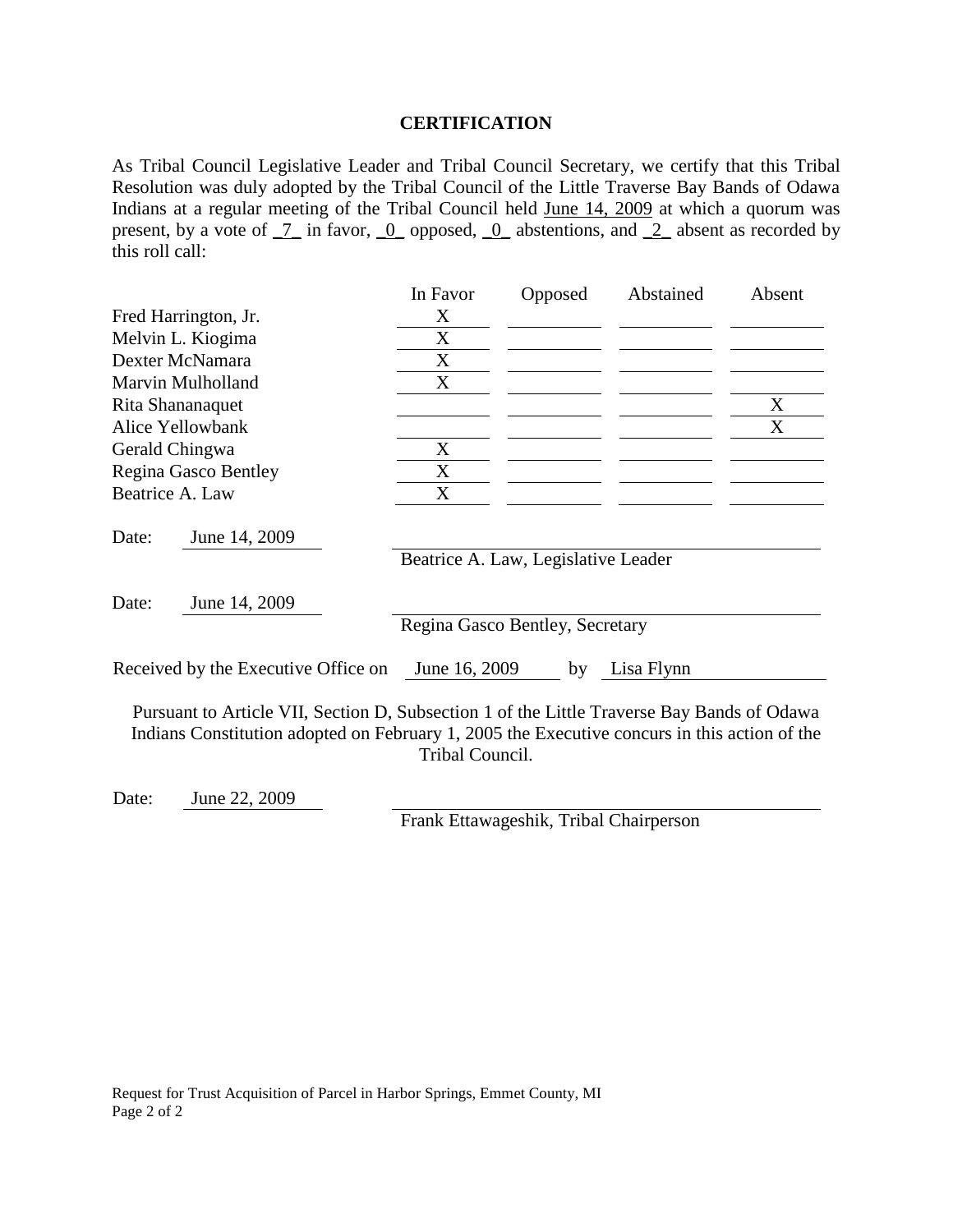**CERTIFICATION**

As Tribal Council Legislative Leader and Tribal Council Secretary, we certify that this Tribal Resolution was duly adopted by the Tribal Council of the Little Traverse Bay Bands of Odawa Indians at a regular meeting of the Tribal Council held June 14, 2009 at which a quorum was present, by a vote of _7_ in favor, _0_ opposed, _0_ abstentions, and _2_ absent as recorded by this roll call:

| | In Favor | Opposed | Abstained | Absent |
|---|---|---|---|---|
| Fred Harrington, Jr. | X | | | |
| Melvin L. Kiogima | X | | | |
| Dexter McNamara | X | | | |
| Marvin Mulholland | X | | | |
| Rita Shananaquet | | | | X |
| Alice Yellowbank | | | | X |
| Gerald Chingwa | X | | | |
| Regina Gasco Bentley | X | | | |
| Beatrice A. Law | X | | | |

Date: June 14, 2009

Beatrice A. Law, Legislative Leader

Date: June 14, 2009

Regina Gasco Bentley, Secretary

Received by the Executive Office on June 16, 2009 by Lisa Flynn

Pursuant to Article VII, Section D, Subsection 1 of the Little Traverse Bay Bands of Odawa Indians Constitution adopted on February 1, 2005 the Executive concurs in this action of the Tribal Council.

Date: June 22, 2009

Frank Ettawageshik, Tribal Chairperson

Request for Trust Acquisition of Parcel in Harbor Springs, Emmet County, MI